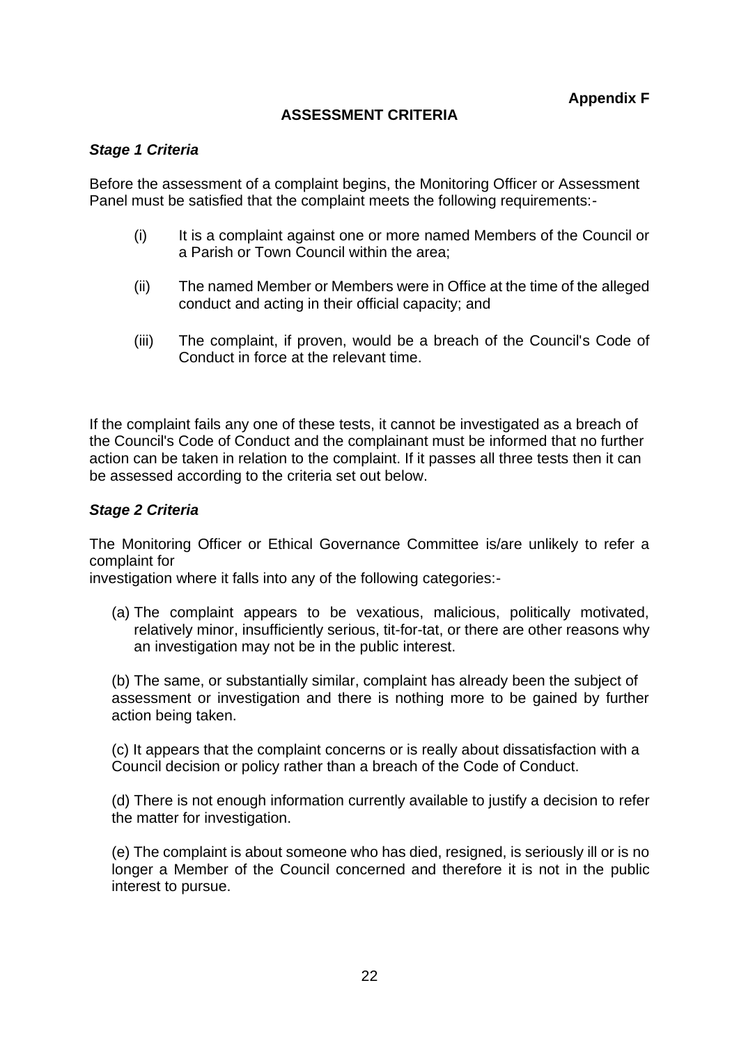**Appendix F**

## ASSESSMENT CRITERIA

### *Stage 1 Criteria*

Before the assessment of a complaint begins, the Monitoring Officer or Assessment Panel must be satisfied that the complaint meets the following requirements:-

(i) It is a complaint against one or more named Members of the Council or a Parish or Town Council within the area;

(ii) The named Member or Members were in Office at the time of the alleged conduct and acting in their official capacity; and

(iii) The complaint, if proven, would be a breach of the Council's Code of Conduct in force at the relevant time.

If the complaint fails any one of these tests, it cannot be investigated as a breach of the Council's Code of Conduct and the complainant must be informed that no further action can be taken in relation to the complaint. If it passes all three tests then it can be assessed according to the criteria set out below.

### *Stage 2 Criteria*

The Monitoring Officer or Ethical Governance Committee is/are unlikely to refer a complaint for investigation where it falls into any of the following categories:-

(a) The complaint appears to be vexatious, malicious, politically motivated, relatively minor, insufficiently serious, tit-for-tat, or there are other reasons why an investigation may not be in the public interest.

(b) The same, or substantially similar, complaint has already been the subject of assessment or investigation and there is nothing more to be gained by further action being taken.

(c) It appears that the complaint concerns or is really about dissatisfaction with a Council decision or policy rather than a breach of the Code of Conduct.

(d) There is not enough information currently available to justify a decision to refer the matter for investigation.

(e) The complaint is about someone who has died, resigned, is seriously ill or is no longer a Member of the Council concerned and therefore it is not in the public interest to pursue.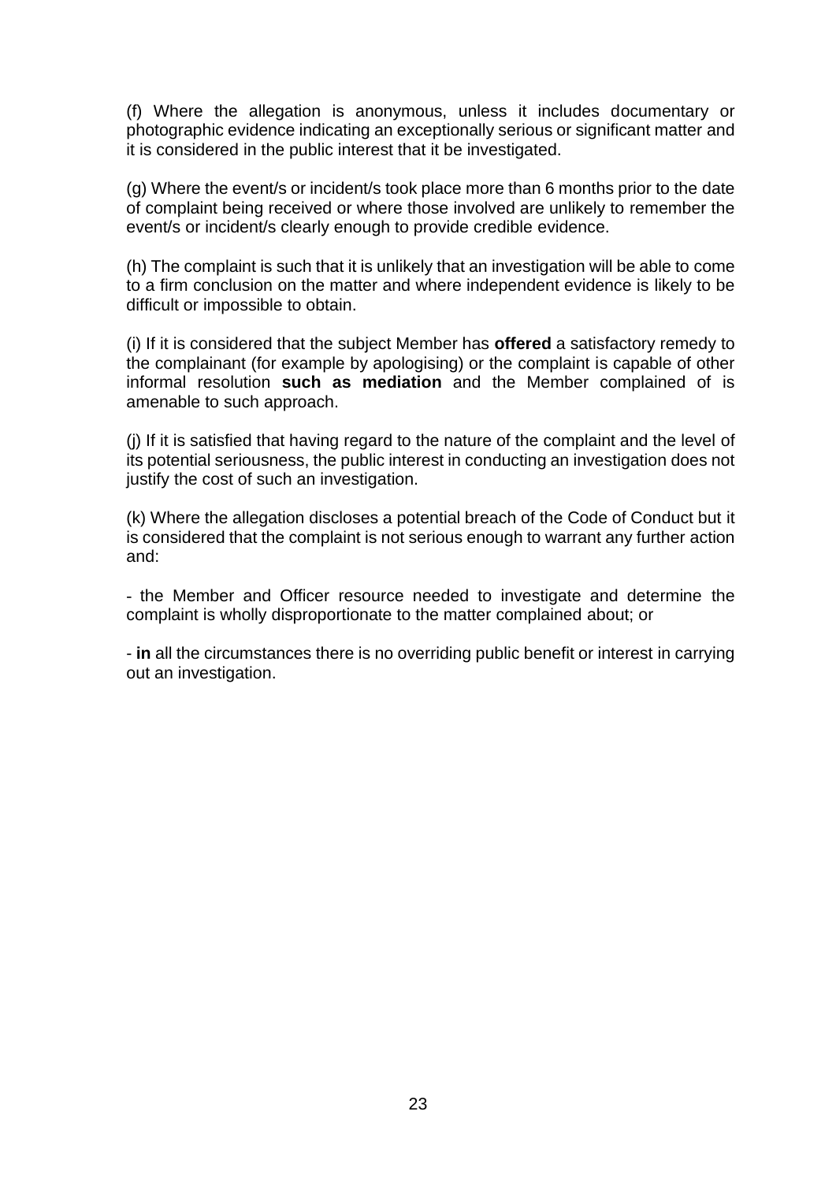(f) Where the allegation is anonymous, unless it includes documentary or photographic evidence indicating an exceptionally serious or significant matter and it is considered in the public interest that it be investigated.

(g) Where the event/s or incident/s took place more than 6 months prior to the date of complaint being received or where those involved are unlikely to remember the event/s or incident/s clearly enough to provide credible evidence.

(h) The complaint is such that it is unlikely that an investigation will be able to come to a firm conclusion on the matter and where independent evidence is likely to be difficult or impossible to obtain.

(i) If it is considered that the subject Member has **offered** a satisfactory remedy to the complainant (for example by apologising) or the complaint is capable of other informal resolution **such as mediation** and the Member complained of is amenable to such approach.

(j) If it is satisfied that having regard to the nature of the complaint and the level of its potential seriousness, the public interest in conducting an investigation does not justify the cost of such an investigation.

(k) Where the allegation discloses a potential breach of the Code of Conduct but it is considered that the complaint is not serious enough to warrant any further action and:

- the Member and Officer resource needed to investigate and determine the complaint is wholly disproportionate to the matter complained about; or

- **in** all the circumstances there is no overriding public benefit or interest in carrying out an investigation.